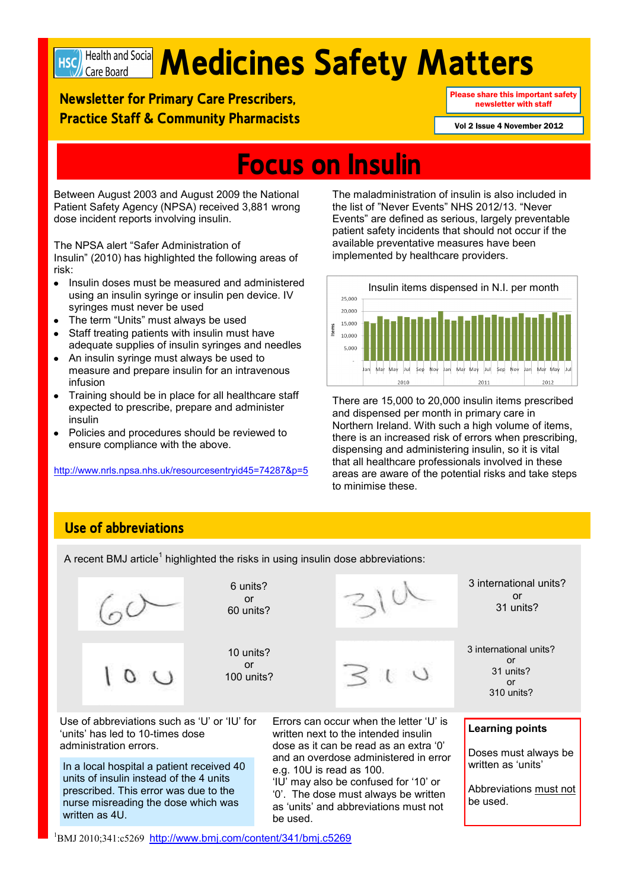Health and Social Care Board

# Medicines Safety Matters

**Newsletter for Primary Care Prescribers, Practice Staff & Community Pharmacists**

**Please share this important safety newsletter with staff**

**Vol 2 Issue 4 November 2012**

# Focus on Insulin

Between August 2003 and August 2009 the National Patient Safety Agency (NPSA) received 3,881 wrong dose incident reports involving insulin.

The NPSA alert "Safer Administration of Insulin" (2010) has highlighted the following areas of risk:

- Insulin doses must be measured and administered using an insulin syringe or insulin pen device. IV syringes must never be used
- The term "Units" must always be used
- Staff treating patients with insulin must have adequate supplies of insulin syringes and needles
- An insulin syringe must always be used to measure and prepare insulin for an intravenous infusion
- Training should be in place for all healthcare staff expected to prescribe, prepare and administer insulin
- Policies and procedures should be reviewed to ensure compliance with the above.

http://www.nrls.npsa.nhs.uk/resourcesentryid45=74287&p=5

The maladministration of insulin is also included in the list of "Never Events" NHS 2012/13. "Never Events" are defined as serious, largely preventable patient safety incidents that should not occur if the available preventative measures have been implemented by healthcare providers.

Insulin items dispensed in N.I. per month

There are 15,000 to 20,000 insulin items prescribed and dispensed per month in primary care in Northern Ireland. With such a high volume of items, there is an increased risk of errors when prescribing, dispensing and administering insulin, so it is vital that all healthcare professionals involved in these areas are aware of the potential risks and take steps to minimise these.

## Use of abbreviations

A recent BMJ article[1] highlighted the risks in using insulin dose abbreviations:

| Handwritten | Possible reading | Handwritten | Possible reading |
|---|---|---|---|
| 6U | 6 units? or 60 units? | 3IU | 3 international units? or 31 units? |
| 10U | 10 units? or 100 units? | 3IU | 3 international units? or 31 units? or 310 units? |

Use of abbreviations such as 'U' or 'IU' for 'units' has led to 10-times dose administration errors.

In a local hospital a patient received 40 units of insulin instead of the 4 units prescribed. This error was due to the nurse misreading the dose which was written as 4U.

Errors can occur when the letter 'U' is written next to the intended insulin dose as it can be read as an extra '0' and an overdose administered in error e.g. 10U is read as 100.
'IU' may also be confused for '10' or '0'. The dose must always be written as 'units' and abbreviations must not be used.

**Learning points**

Doses must always be written as 'units'

Abbreviations must not be used.

[1] BMJ 2010;341:c5269 http://www.bmj.com/content/341/bmj.c5269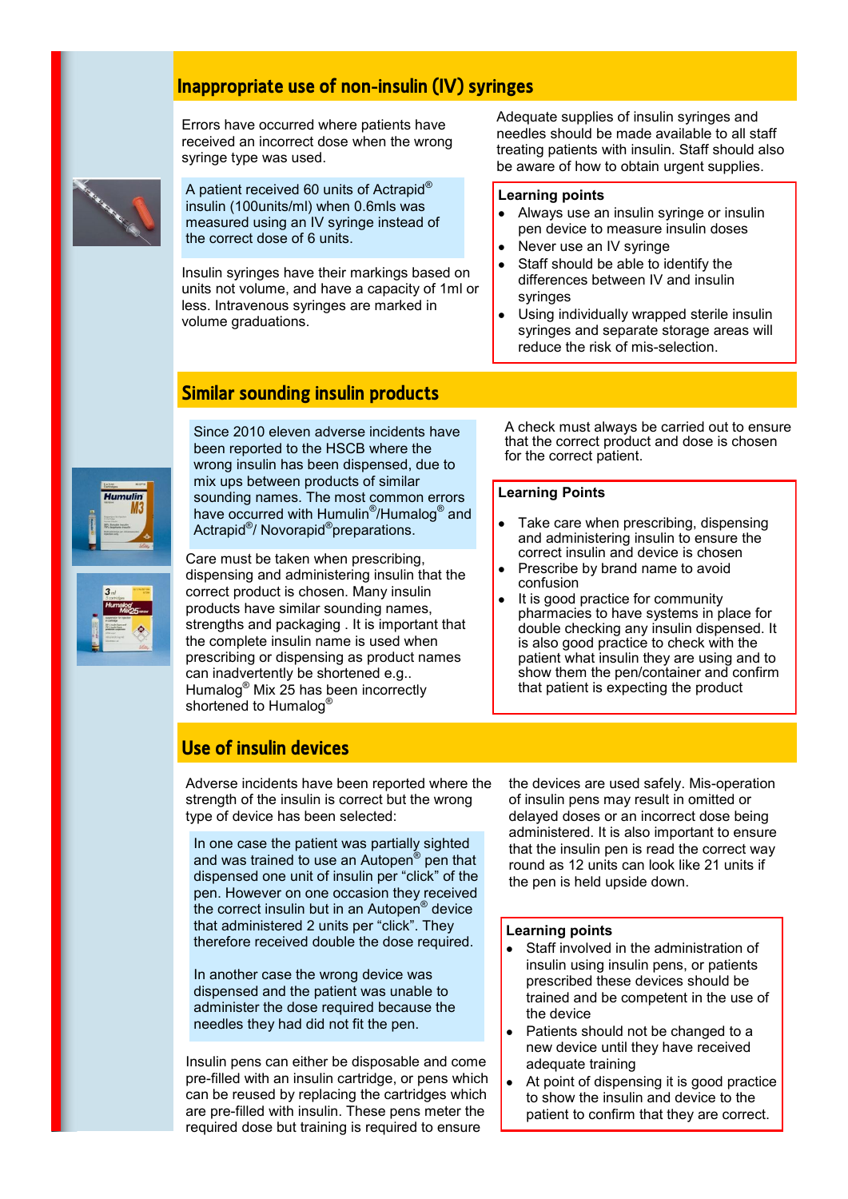## Inappropriate use of non-insulin (IV) syringes

Errors have occurred where patients have received an incorrect dose when the wrong syringe type was used.

A patient received 60 units of Actrapid® insulin (100units/ml) when 0.6mls was measured using an IV syringe instead of the correct dose of 6 units.

Insulin syringes have their markings based on units not volume, and have a capacity of 1ml or less. Intravenous syringes are marked in volume graduations.

Adequate supplies of insulin syringes and needles should be made available to all staff treating patients with insulin. Staff should also be aware of how to obtain urgent supplies.

**Learning points**

- Always use an insulin syringe or insulin pen device to measure insulin doses
- Never use an IV syringe
- Staff should be able to identify the differences between IV and insulin syringes
- Using individually wrapped sterile insulin syringes and separate storage areas will reduce the risk of mis-selection.

## Similar sounding insulin products

Since 2010 eleven adverse incidents have been reported to the HSCB where the wrong insulin has been dispensed, due to mix ups between products of similar sounding names. The most common errors have occurred with Humulin®/Humalog® and Actrapid®/ Novorapid® preparations.

Care must be taken when prescribing, dispensing and administering insulin that the correct product is chosen. Many insulin products have similar sounding names, strengths and packaging . It is important that the complete insulin name is used when prescribing or dispensing as product names can inadvertently be shortened e.g.. Humalog® Mix 25 has been incorrectly shortened to Humalog®

A check must always be carried out to ensure that the correct product and dose is chosen for the correct patient.

**Learning Points**

- Take care when prescribing, dispensing and administering insulin to ensure the correct insulin and device is chosen
- Prescribe by brand name to avoid confusion
- It is good practice for community pharmacies to have systems in place for double checking any insulin dispensed. It is also good practice to check with the patient what insulin they are using and to show them the pen/container and confirm that patient is expecting the product

## Use of insulin devices

Adverse incidents have been reported where the strength of the insulin is correct but the wrong type of device has been selected:

In one case the patient was partially sighted and was trained to use an Autopen® pen that dispensed one unit of insulin per "click" of the pen. However on one occasion they received the correct insulin but in an Autopen® device that administered 2 units per "click". They therefore received double the dose required.

In another case the wrong device was dispensed and the patient was unable to administer the dose required because the needles they had did not fit the pen.

Insulin pens can either be disposable and come pre-filled with an insulin cartridge, or pens which can be reused by replacing the cartridges which are pre-filled with insulin. These pens meter the required dose but training is required to ensure the devices are used safely. Mis-operation of insulin pens may result in omitted or delayed doses or an incorrect dose being administered. It is also important to ensure that the insulin pen is read the correct way round as 12 units can look like 21 units if the pen is held upside down.

**Learning points**

- Staff involved in the administration of insulin using insulin pens, or patients prescribed these devices should be trained and be competent in the use of the device
- Patients should not be changed to a new device until they have received adequate training
- At point of dispensing it is good practice to show the insulin and device to the patient to confirm that they are correct.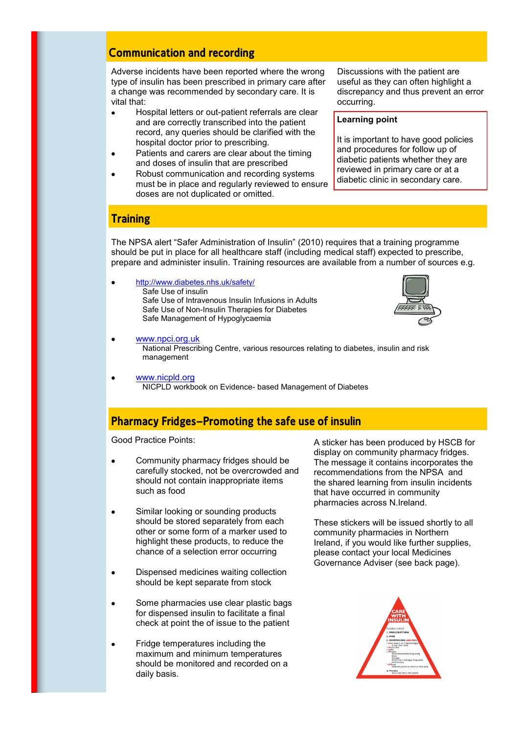## Communication and recording

Adverse incidents have been reported where the wrong type of insulin has been prescribed in primary care after a change was recommended by secondary care. It is vital that:

- Hospital letters or out-patient referrals are clear and are correctly transcribed into the patient record, any queries should be clarified with the hospital doctor prior to prescribing.
- Patients and carers are clear about the timing and doses of insulin that are prescribed
- Robust communication and recording systems must be in place and regularly reviewed to ensure doses are not duplicated or omitted.

Discussions with the patient are useful as they can often highlight a discrepancy and thus prevent an error occurring.

**Learning point**

It is important to have good policies and procedures for follow up of diabetic patients whether they are reviewed in primary care or at a diabetic clinic in secondary care.

## Training

The NPSA alert "Safer Administration of Insulin" (2010) requires that a training programme should be put in place for all healthcare staff (including medical staff) expected to prescribe, prepare and administer insulin. Training resources are available from a number of sources e.g.

- http://www.diabetes.nhs.uk/safety/
  Safe Use of insulin
  Safe Use of Intravenous Insulin Infusions in Adults
  Safe Use of Non-Insulin Therapies for Diabetes
  Safe Management of Hypoglycaemia
- www.npci.org.uk
  National Prescribing Centre, various resources relating to diabetes, insulin and risk management
- www.nicpld.org
  NICPLD workbook on Evidence- based Management of Diabetes

## Pharmacy Fridges—Promoting the safe use of insulin

Good Practice Points:

- Community pharmacy fridges should be carefully stocked, not be overcrowded and should not contain inappropriate items such as food
- Similar looking or sounding products should be stored separately from each other or some form of a marker used to highlight these products, to reduce the chance of a selection error occurring
- Dispensed medicines waiting collection should be kept separate from stock
- Some pharmacies use clear plastic bags for dispensed insulin to facilitate a final check at point the of issue to the patient
- Fridge temperatures including the maximum and minimum temperatures should be monitored and recorded on a daily basis.

A sticker has been produced by HSCB for display on community pharmacy fridges. The message it contains incorporates the recommendations from the NPSA and the shared learning from insulin incidents that have occurred in community pharmacies across N.Ireland.

These stickers will be issued shortly to all community pharmacies in Northern Ireland, if you would like further supplies, please contact your local Medicines Governance Adviser (see back page).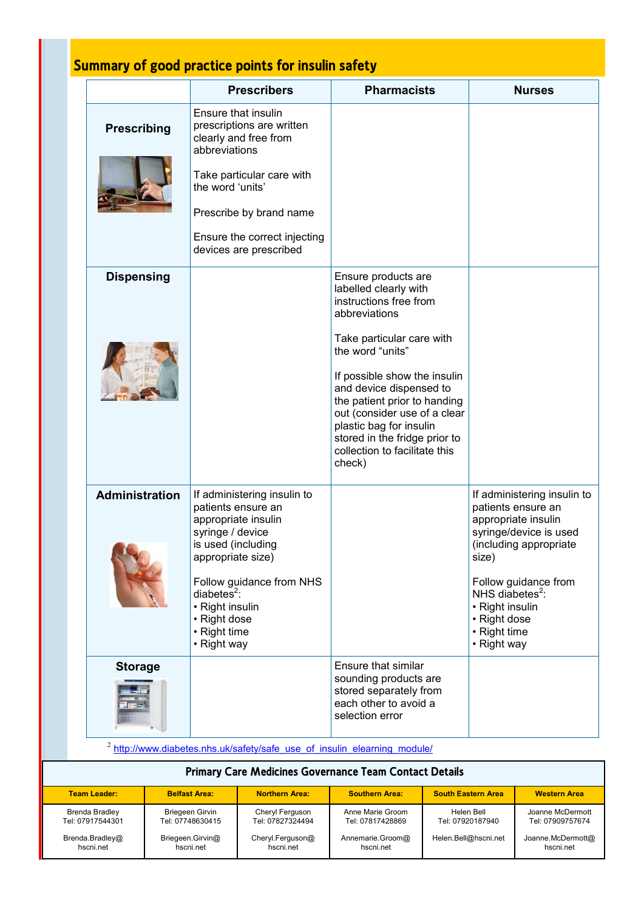## Summary of good practice points for insulin safety

| | Prescribers | Pharmacists | Nurses |
|---|---|---|---|
| **Prescribing** | Ensure that insulin prescriptions are written clearly and free from abbreviations<br><br>Take particular care with the word 'units'<br><br>Prescribe by brand name<br><br>Ensure the correct injecting devices are prescribed | | |
| **Dispensing** | | Ensure products are labelled clearly with instructions free from abbreviations<br><br>Take particular care with the word "units"<br><br>If possible show the insulin and device dispensed to the patient prior to handing out (consider use of a clear plastic bag for insulin stored in the fridge prior to collection to facilitate this check) | |
| **Administration** | If administering insulin to patients ensure an appropriate insulin syringe / device is used (including appropriate size)<br><br>Follow guidance from NHS diabetes[2]:<br>• Right insulin<br>• Right dose<br>• Right time<br>• Right way | | If administering insulin to patients ensure an appropriate insulin syringe/device is used (including appropriate size)<br><br>Follow guidance from NHS diabetes[2]:<br>• Right insulin<br>• Right dose<br>• Right time<br>• Right way |
| **Storage** | | Ensure that similar sounding products are stored separately from each other to avoid a selection error | |

[2] http://www.diabetes.nhs.uk/safety/safe_use_of_insulin_elearning_module/

### Primary Care Medicines Governance Team Contact Details

| Team Leader: | Belfast Area: | Northern Area: | Southern Area: | South Eastern Area | Western Area |
|---|---|---|---|---|---|
| Brenda Bradley<br>Tel: 07917544301<br><br>Brenda.Bradley@hscni.net | Briegeen Girvin<br>Tel: 07748630415<br><br>Briegeen.Girvin@hscni.net | Cheryl Ferguson<br>Tel: 07827324494<br><br>Cheryl.Ferguson@hscni.net | Anne Marie Groom<br>Tel: 07817428869<br><br>Annemarie.Groom@hscni.net | Helen Bell<br>Tel: 07920187940<br><br>Helen.Bell@hscni.net | Joanne McDermott<br>Tel: 07909757674<br><br>Joanne.McDermott@hscni.net |